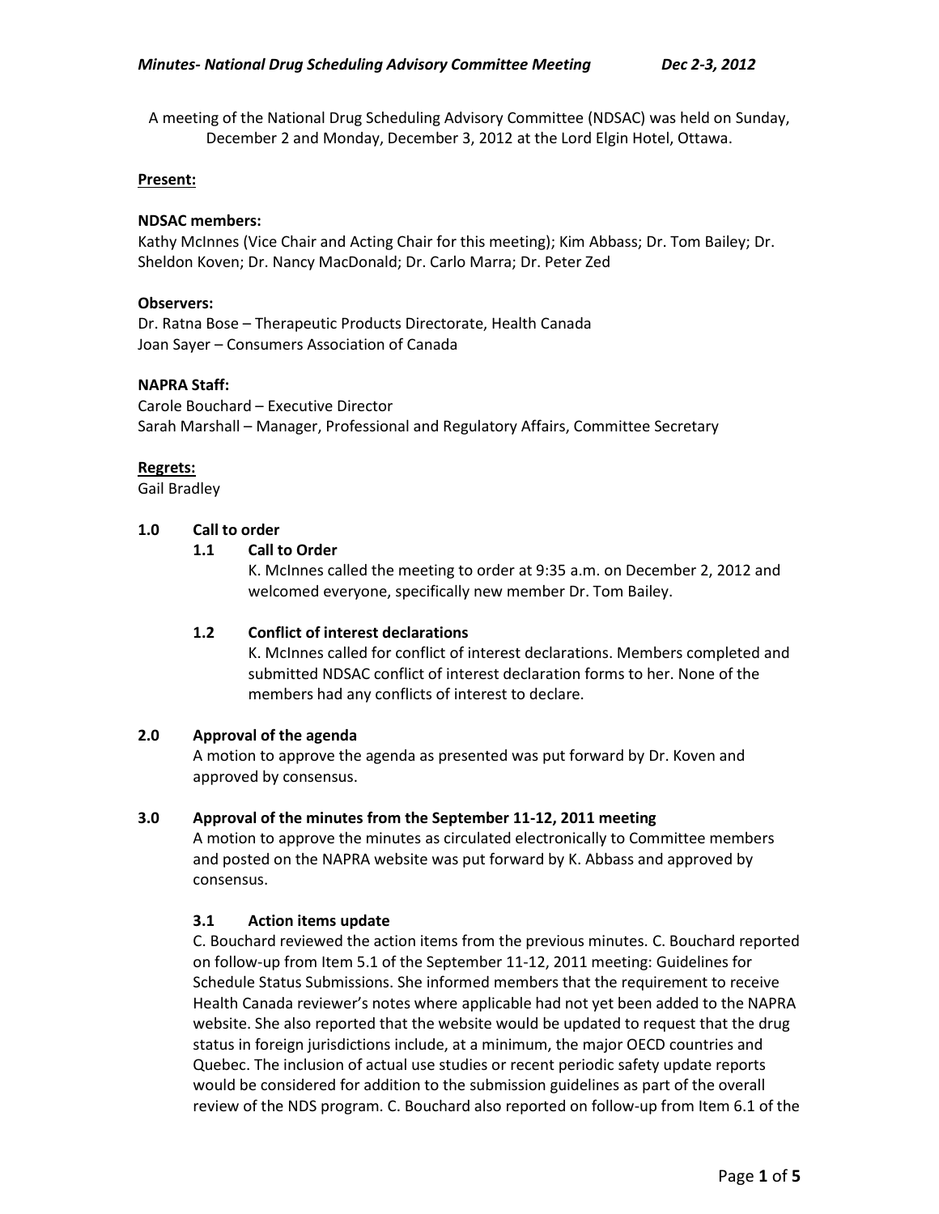A meeting of the National Drug Scheduling Advisory Committee (NDSAC) was held on Sunday, December 2 and Monday, December 3, 2012 at the Lord Elgin Hotel, Ottawa.

**Present:**

**NDSAC members:**
Kathy McInnes (Vice Chair and Acting Chair for this meeting); Kim Abbass; Dr. Tom Bailey; Dr. Sheldon Koven; Dr. Nancy MacDonald; Dr. Carlo Marra; Dr. Peter Zed

**Observers:**
Dr. Ratna Bose – Therapeutic Products Directorate, Health Canada
Joan Sayer – Consumers Association of Canada

**NAPRA Staff:**
Carole Bouchard – Executive Director
Sarah Marshall – Manager, Professional and Regulatory Affairs, Committee Secretary

**Regrets:**
Gail Bradley

## 1.0 Call to order

### 1.1 Call to Order

K. McInnes called the meeting to order at 9:35 a.m. on December 2, 2012 and welcomed everyone, specifically new member Dr. Tom Bailey.

### 1.2 Conflict of interest declarations

K. McInnes called for conflict of interest declarations. Members completed and submitted NDSAC conflict of interest declaration forms to her. None of the members had any conflicts of interest to declare.

## 2.0 Approval of the agenda

A motion to approve the agenda as presented was put forward by Dr. Koven and approved by consensus.

## 3.0 Approval of the minutes from the September 11-12, 2011 meeting

A motion to approve the minutes as circulated electronically to Committee members and posted on the NAPRA website was put forward by K. Abbass and approved by consensus.

### 3.1 Action items update

C. Bouchard reviewed the action items from the previous minutes. C. Bouchard reported on follow-up from Item 5.1 of the September 11-12, 2011 meeting: Guidelines for Schedule Status Submissions. She informed members that the requirement to receive Health Canada reviewer's notes where applicable had not yet been added to the NAPRA website. She also reported that the website would be updated to request that the drug status in foreign jurisdictions include, at a minimum, the major OECD countries and Quebec. The inclusion of actual use studies or recent periodic safety update reports would be considered for addition to the submission guidelines as part of the overall review of the NDS program. C. Bouchard also reported on follow-up from Item 6.1 of the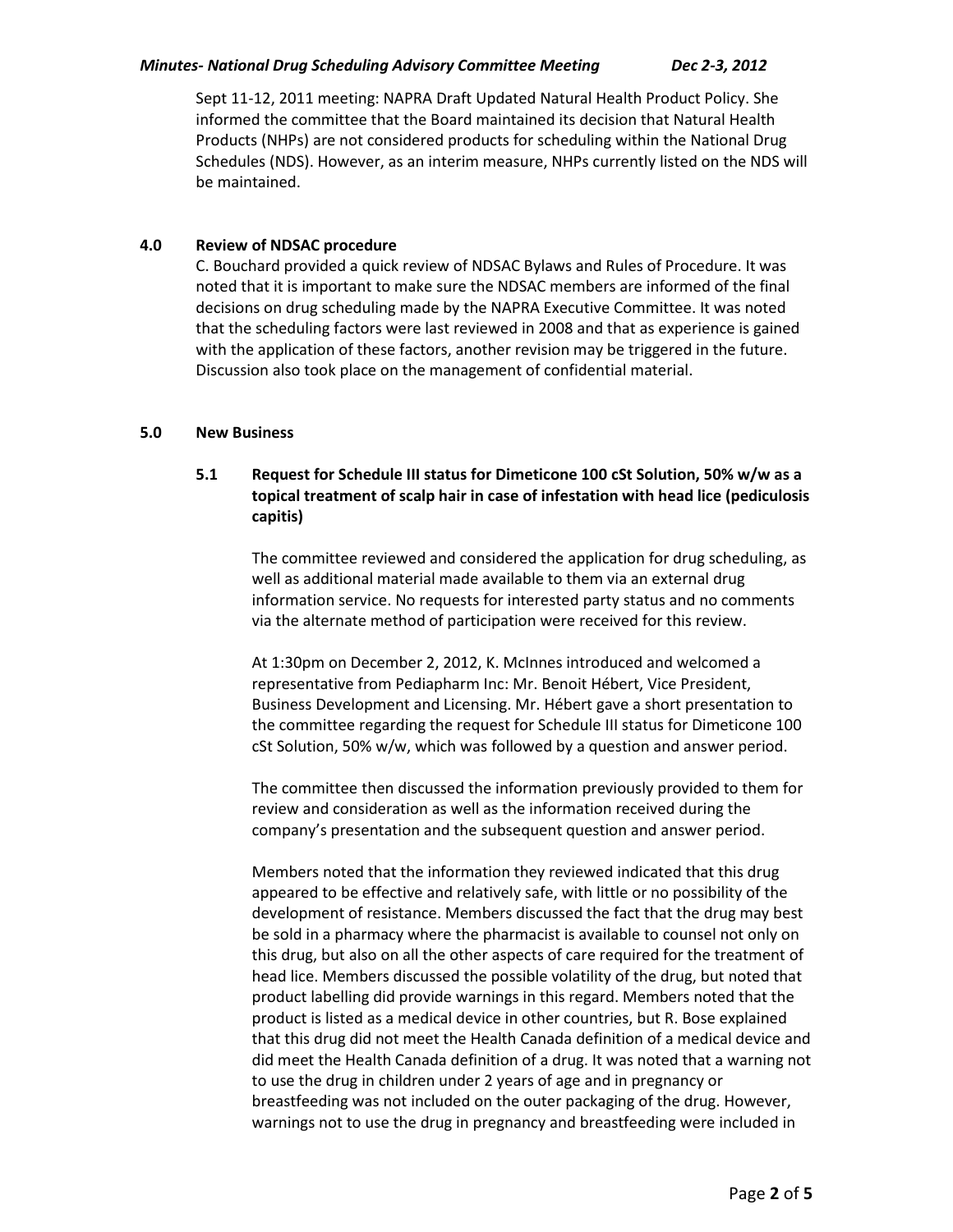Sept 11-12, 2011 meeting: NAPRA Draft Updated Natural Health Product Policy. She informed the committee that the Board maintained its decision that Natural Health Products (NHPs) are not considered products for scheduling within the National Drug Schedules (NDS). However, as an interim measure, NHPs currently listed on the NDS will be maintained.

## 4.0 Review of NDSAC procedure

C. Bouchard provided a quick review of NDSAC Bylaws and Rules of Procedure. It was noted that it is important to make sure the NDSAC members are informed of the final decisions on drug scheduling made by the NAPRA Executive Committee. It was noted that the scheduling factors were last reviewed in 2008 and that as experience is gained with the application of these factors, another revision may be triggered in the future. Discussion also took place on the management of confidential material.

## 5.0 New Business

### 5.1 Request for Schedule III status for Dimeticone 100 cSt Solution, 50% w/w as a topical treatment of scalp hair in case of infestation with head lice (pediculosis capitis)

The committee reviewed and considered the application for drug scheduling, as well as additional material made available to them via an external drug information service. No requests for interested party status and no comments via the alternate method of participation were received for this review.

At 1:30pm on December 2, 2012, K. McInnes introduced and welcomed a representative from Pediapharm Inc: Mr. Benoit Hébert, Vice President, Business Development and Licensing. Mr. Hébert gave a short presentation to the committee regarding the request for Schedule III status for Dimeticone 100 cSt Solution, 50% w/w, which was followed by a question and answer period.

The committee then discussed the information previously provided to them for review and consideration as well as the information received during the company's presentation and the subsequent question and answer period.

Members noted that the information they reviewed indicated that this drug appeared to be effective and relatively safe, with little or no possibility of the development of resistance. Members discussed the fact that the drug may best be sold in a pharmacy where the pharmacist is available to counsel not only on this drug, but also on all the other aspects of care required for the treatment of head lice. Members discussed the possible volatility of the drug, but noted that product labelling did provide warnings in this regard. Members noted that the product is listed as a medical device in other countries, but R. Bose explained that this drug did not meet the Health Canada definition of a medical device and did meet the Health Canada definition of a drug. It was noted that a warning not to use the drug in children under 2 years of age and in pregnancy or breastfeeding was not included on the outer packaging of the drug. However, warnings not to use the drug in pregnancy and breastfeeding were included in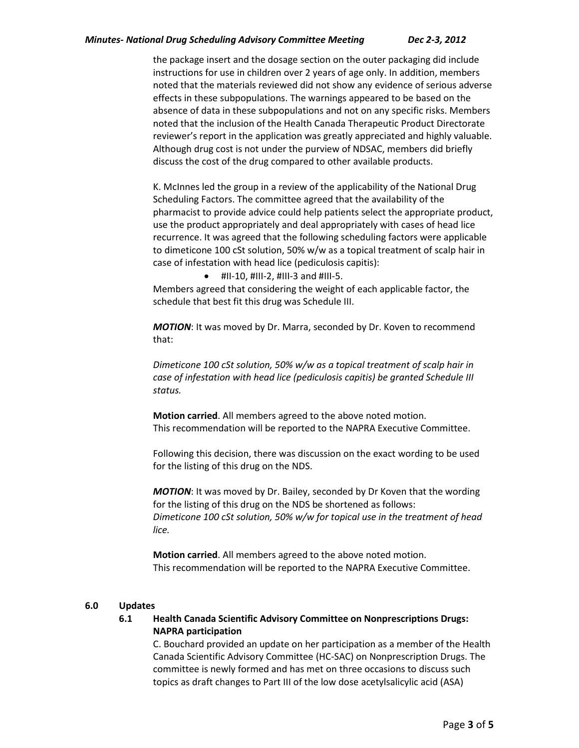the package insert and the dosage section on the outer packaging did include instructions for use in children over 2 years of age only. In addition, members noted that the materials reviewed did not show any evidence of serious adverse effects in these subpopulations. The warnings appeared to be based on the absence of data in these subpopulations and not on any specific risks. Members noted that the inclusion of the Health Canada Therapeutic Product Directorate reviewer's report in the application was greatly appreciated and highly valuable. Although drug cost is not under the purview of NDSAC, members did briefly discuss the cost of the drug compared to other available products.

K. McInnes led the group in a review of the applicability of the National Drug Scheduling Factors. The committee agreed that the availability of the pharmacist to provide advice could help patients select the appropriate product, use the product appropriately and deal appropriately with cases of head lice recurrence. It was agreed that the following scheduling factors were applicable to dimeticone 100 cSt solution, 50% w/w as a topical treatment of scalp hair in case of infestation with head lice (pediculosis capitis):

- #II-10, #III-2, #III-3 and #III-5.

Members agreed that considering the weight of each applicable factor, the schedule that best fit this drug was Schedule III.

***MOTION***: It was moved by Dr. Marra, seconded by Dr. Koven to recommend that:

*Dimeticone 100 cSt solution, 50% w/w as a topical treatment of scalp hair in case of infestation with head lice (pediculosis capitis) be granted Schedule III status.*

**Motion carried**. All members agreed to the above noted motion.
This recommendation will be reported to the NAPRA Executive Committee.

Following this decision, there was discussion on the exact wording to be used for the listing of this drug on the NDS.

***MOTION***: It was moved by Dr. Bailey, seconded by Dr Koven that the wording for the listing of this drug on the NDS be shortened as follows:
*Dimeticone 100 cSt solution, 50% w/w for topical use in the treatment of head lice.*

**Motion carried**. All members agreed to the above noted motion.
This recommendation will be reported to the NAPRA Executive Committee.

## 6.0 Updates

### 6.1 Health Canada Scientific Advisory Committee on Nonprescriptions Drugs: NAPRA participation

C. Bouchard provided an update on her participation as a member of the Health Canada Scientific Advisory Committee (HC-SAC) on Nonprescription Drugs. The committee is newly formed and has met on three occasions to discuss such topics as draft changes to Part III of the low dose acetylsalicylic acid (ASA)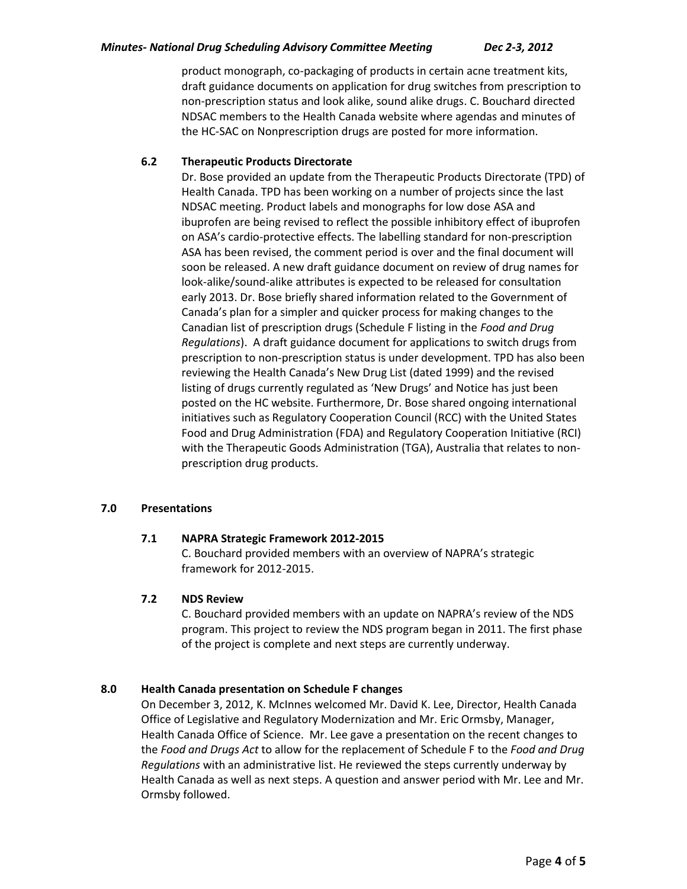product monograph, co-packaging of products in certain acne treatment kits, draft guidance documents on application for drug switches from prescription to non-prescription status and look alike, sound alike drugs. C. Bouchard directed NDSAC members to the Health Canada website where agendas and minutes of the HC-SAC on Nonprescription drugs are posted for more information.

### 6.2 Therapeutic Products Directorate

Dr. Bose provided an update from the Therapeutic Products Directorate (TPD) of Health Canada. TPD has been working on a number of projects since the last NDSAC meeting. Product labels and monographs for low dose ASA and ibuprofen are being revised to reflect the possible inhibitory effect of ibuprofen on ASA's cardio-protective effects. The labelling standard for non-prescription ASA has been revised, the comment period is over and the final document will soon be released. A new draft guidance document on review of drug names for look-alike/sound-alike attributes is expected to be released for consultation early 2013. Dr. Bose briefly shared information related to the Government of Canada's plan for a simpler and quicker process for making changes to the Canadian list of prescription drugs (Schedule F listing in the *Food and Drug Regulations*). A draft guidance document for applications to switch drugs from prescription to non-prescription status is under development. TPD has also been reviewing the Health Canada's New Drug List (dated 1999) and the revised listing of drugs currently regulated as 'New Drugs' and Notice has just been posted on the HC website. Furthermore, Dr. Bose shared ongoing international initiatives such as Regulatory Cooperation Council (RCC) with the United States Food and Drug Administration (FDA) and Regulatory Cooperation Initiative (RCI) with the Therapeutic Goods Administration (TGA), Australia that relates to non-prescription drug products.

## 7.0 Presentations

### 7.1 NAPRA Strategic Framework 2012-2015

C. Bouchard provided members with an overview of NAPRA's strategic framework for 2012-2015.

### 7.2 NDS Review

C. Bouchard provided members with an update on NAPRA's review of the NDS program. This project to review the NDS program began in 2011. The first phase of the project is complete and next steps are currently underway.

## 8.0 Health Canada presentation on Schedule F changes

On December 3, 2012, K. McInnes welcomed Mr. David K. Lee, Director, Health Canada Office of Legislative and Regulatory Modernization and Mr. Eric Ormsby, Manager, Health Canada Office of Science. Mr. Lee gave a presentation on the recent changes to the *Food and Drugs Act* to allow for the replacement of Schedule F to the *Food and Drug Regulations* with an administrative list. He reviewed the steps currently underway by Health Canada as well as next steps. A question and answer period with Mr. Lee and Mr. Ormsby followed.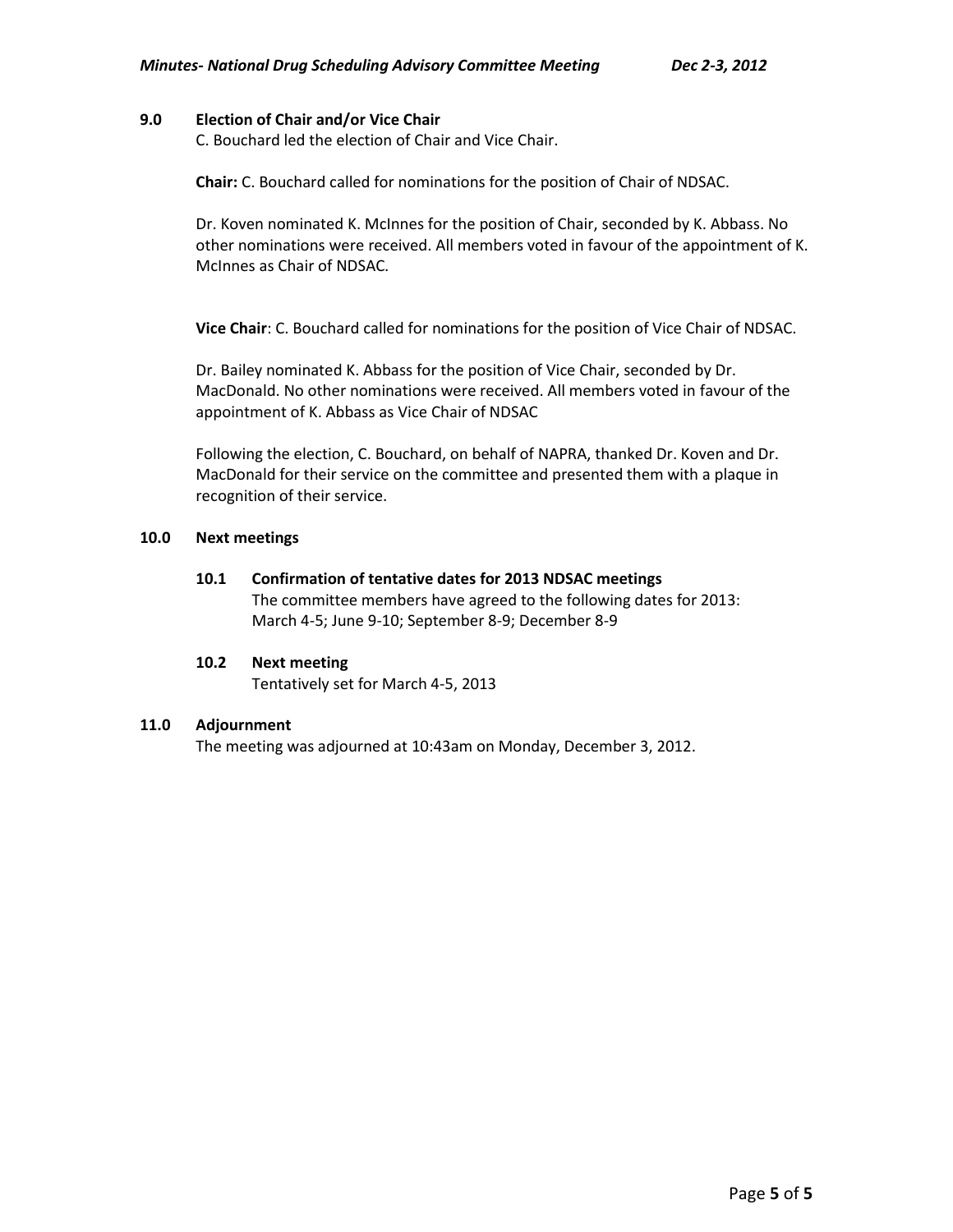## 9.0 Election of Chair and/or Vice Chair

C. Bouchard led the election of Chair and Vice Chair.

**Chair:** C. Bouchard called for nominations for the position of Chair of NDSAC.

Dr. Koven nominated K. McInnes for the position of Chair, seconded by K. Abbass. No other nominations were received. All members voted in favour of the appointment of K. McInnes as Chair of NDSAC.

**Vice Chair**: C. Bouchard called for nominations for the position of Vice Chair of NDSAC.

Dr. Bailey nominated K. Abbass for the position of Vice Chair, seconded by Dr. MacDonald. No other nominations were received. All members voted in favour of the appointment of K. Abbass as Vice Chair of NDSAC

Following the election, C. Bouchard, on behalf of NAPRA, thanked Dr. Koven and Dr. MacDonald for their service on the committee and presented them with a plaque in recognition of their service.

## 10.0 Next meetings

### 10.1 Confirmation of tentative dates for 2013 NDSAC meetings

The committee members have agreed to the following dates for 2013: March 4-5; June 9-10; September 8-9; December 8-9

### 10.2 Next meeting

Tentatively set for March 4-5, 2013

## 11.0 Adjournment

The meeting was adjourned at 10:43am on Monday, December 3, 2012.